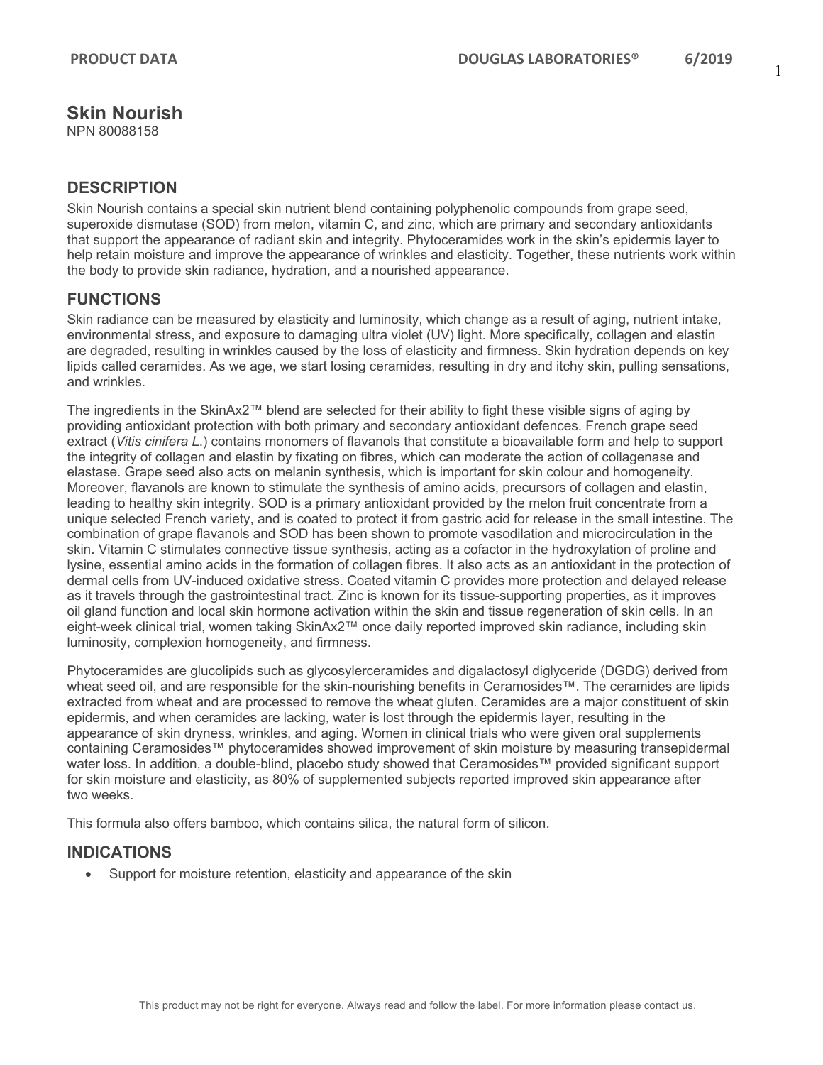# Skin Nourish

NPN 80088158

## DESCRIPTION

Skin Nourish contains a special skin nutrient blend containing polyphenolic compounds from grape seed, superoxide dismutase (SOD) from melon, vitamin C, and zinc, which are primary and secondary antioxidants that support the appearance of radiant skin and integrity. Phytoceramides work in the skin's epidermis layer to help retain moisture and improve the appearance of wrinkles and elasticity. Together, these nutrients work within the body to provide skin radiance, hydration, and a nourished appearance.

## FUNCTIONS

Skin radiance can be measured by elasticity and luminosity, which change as a result of aging, nutrient intake, environmental stress, and exposure to damaging ultra violet (UV) light. More specifically, collagen and elastin are degraded, resulting in wrinkles caused by the loss of elasticity and firmness. Skin hydration depends on key lipids called ceramides. As we age, we start losing ceramides, resulting in dry and itchy skin, pulling sensations, and wrinkles.

The ingredients in the SkinAx2™ blend are selected for their ability to fight these visible signs of aging by providing antioxidant protection with both primary and secondary antioxidant defences. French grape seed extract (*Vitis cinifera L.*) contains monomers of flavanols that constitute a bioavailable form and help to support the integrity of collagen and elastin by fixating on fibres, which can moderate the action of collagenase and elastase. Grape seed also acts on melanin synthesis, which is important for skin colour and homogeneity. Moreover, flavanols are known to stimulate the synthesis of amino acids, precursors of collagen and elastin, leading to healthy skin integrity. SOD is a primary antioxidant provided by the melon fruit concentrate from a unique selected French variety, and is coated to protect it from gastric acid for release in the small intestine. The combination of grape flavanols and SOD has been shown to promote vasodilation and microcirculation in the skin. Vitamin C stimulates connective tissue synthesis, acting as a cofactor in the hydroxylation of proline and lysine, essential amino acids in the formation of collagen fibres. It also acts as an antioxidant in the protection of dermal cells from UV-induced oxidative stress. Coated vitamin C provides more protection and delayed release as it travels through the gastrointestinal tract. Zinc is known for its tissue-supporting properties, as it improves oil gland function and local skin hormone activation within the skin and tissue regeneration of skin cells. In an eight-week clinical trial, women taking SkinAx2™ once daily reported improved skin radiance, including skin luminosity, complexion homogeneity, and firmness.

Phytoceramides are glucolipids such as glycosylerceramides and digalactosyl diglyceride (DGDG) derived from wheat seed oil, and are responsible for the skin-nourishing benefits in Ceramosides™. The ceramides are lipids extracted from wheat and are processed to remove the wheat gluten. Ceramides are a major constituent of skin epidermis, and when ceramides are lacking, water is lost through the epidermis layer, resulting in the appearance of skin dryness, wrinkles, and aging. Women in clinical trials who were given oral supplements containing Ceramosides™ phytoceramides showed improvement of skin moisture by measuring transepidermal water loss. In addition, a double-blind, placebo study showed that Ceramosides™ provided significant support for skin moisture and elasticity, as 80% of supplemented subjects reported improved skin appearance after two weeks.

This formula also offers bamboo, which contains silica, the natural form of silicon.

## INDICATIONS

- Support for moisture retention, elasticity and appearance of the skin

This product may not be right for everyone. Always read and follow the label. For more information please contact us.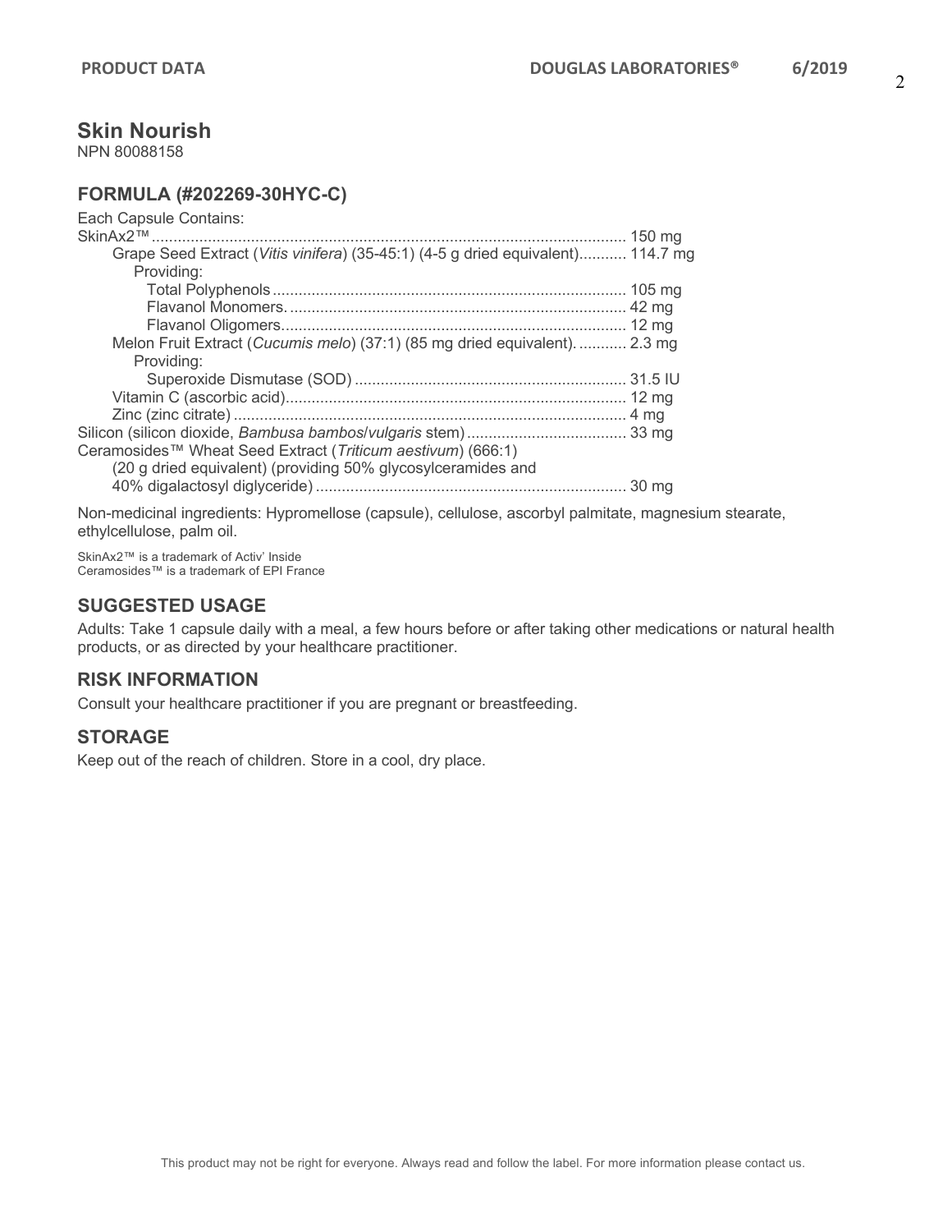## Skin Nourish

NPN 80088158

### FORMULA (#202269-30HYC-C)

Each Capsule Contains:

| Ingredient | Amount |
|---|---|
| SkinAx2™ | 150 mg |
| Grape Seed Extract (*Vitis vinifera*) (35-45:1) (4-5 g dried equivalent) | 114.7 mg |
| Providing: | |
| Total Polyphenols | 105 mg |
| Flavanol Monomers. | 42 mg |
| Flavanol Oligomers | 12 mg |
| Melon Fruit Extract (*Cucumis melo*) (37:1) (85 mg dried equivalent). | 2.3 mg |
| Providing: | |
| Superoxide Dismutase (SOD) | 31.5 IU |
| Vitamin C (ascorbic acid) | 12 mg |
| Zinc (zinc citrate) | 4 mg |
| Silicon (silicon dioxide, *Bambusa bambos*/*vulgaris* stem) | 33 mg |
| Ceramosides™ Wheat Seed Extract (*Triticum aestivum*) (666:1) (20 g dried equivalent) (providing 50% glycosylceramides and 40% digalactosyl diglyceride) | 30 mg |

Non-medicinal ingredients: Hypromellose (capsule), cellulose, ascorbyl palmitate, magnesium stearate, ethylcellulose, palm oil.

SkinAx2™ is a trademark of Activ' Inside
Ceramosides™ is a trademark of EPI France

### SUGGESTED USAGE

Adults: Take 1 capsule daily with a meal, a few hours before or after taking other medications or natural health products, or as directed by your healthcare practitioner.

### RISK INFORMATION

Consult your healthcare practitioner if you are pregnant or breastfeeding.

### STORAGE

Keep out of the reach of children. Store in a cool, dry place.

This product may not be right for everyone. Always read and follow the label. For more information please contact us.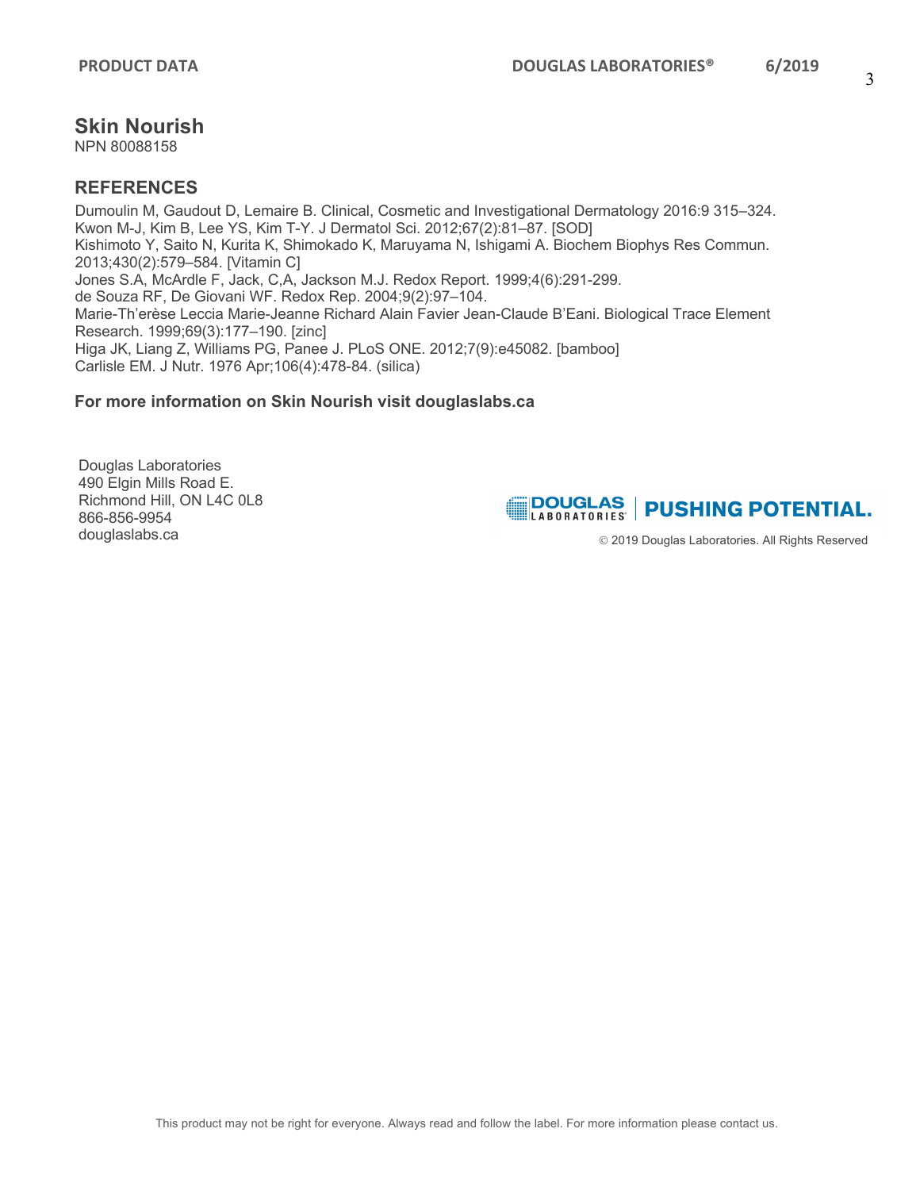# Skin Nourish

NPN 80088158

## REFERENCES

Dumoulin M, Gaudout D, Lemaire B. Clinical, Cosmetic and Investigational Dermatology 2016:9 315–324.
Kwon M-J, Kim B, Lee YS, Kim T-Y. J Dermatol Sci. 2012;67(2):81–87. [SOD]
Kishimoto Y, Saito N, Kurita K, Shimokado K, Maruyama N, Ishigami A. Biochem Biophys Res Commun. 2013;430(2):579–584. [Vitamin C]
Jones S.A, McArdle F, Jack, C,A, Jackson M.J. Redox Report. 1999;4(6):291-299.
de Souza RF, De Giovani WF. Redox Rep. 2004;9(2):97–104.
Marie-Th'erèse Leccia Marie-Jeanne Richard Alain Favier Jean-Claude B'Eani. Biological Trace Element Research. 1999;69(3):177–190. [zinc]
Higa JK, Liang Z, Williams PG, Panee J. PLoS ONE. 2012;7(9):e45082. [bamboo]
Carlisle EM. J Nutr. 1976 Apr;106(4):478-84. (silica)

**For more information on Skin Nourish visit douglaslabs.ca**

Douglas Laboratories
490 Elgin Mills Road E.
Richmond Hill, ON L4C 0L8
866-856-9954
douglaslabs.ca

DOUGLAS LABORATORIES | PUSHING POTENTIAL.

© 2019 Douglas Laboratories. All Rights Reserved

This product may not be right for everyone. Always read and follow the label. For more information please contact us.